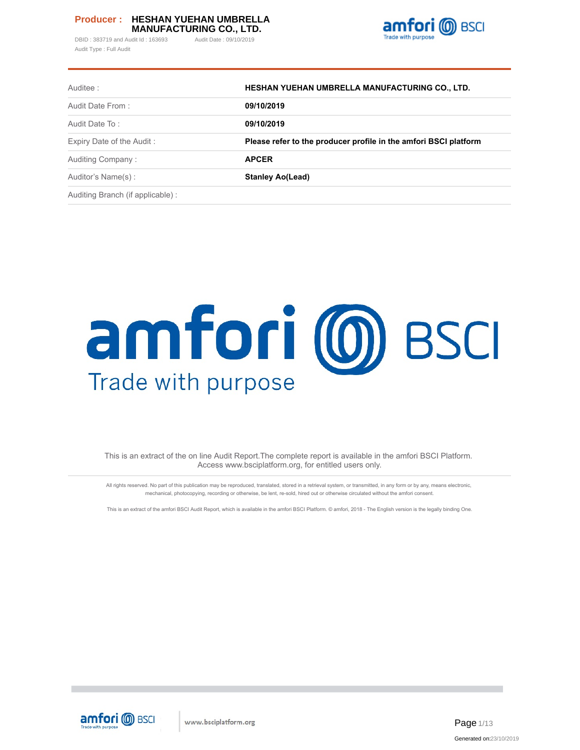**Producer : HESHAN YUEHAN UMBRELLA MANUFACTURING CO., LTD.**

DBID : 383719 and Audit Id : 163693 Audit Date : 09/10/2019

Audit Type : Full Audit

| | |
|---|---|
| Auditee : | **HESHAN YUEHAN UMBRELLA MANUFACTURING CO., LTD.** |
| Audit Date From : | **09/10/2019** |
| Audit Date To : | **09/10/2019** |
| Expiry Date of the Audit : | **Please refer to the producer profile in the amfori BSCI platform** |
| Auditing Company : | **APCER** |
| Auditor's Name(s) : | **Stanley Ao(Lead)** |
| Auditing Branch (if applicable) : | |

# amfori BSCI

Trade with purpose

This is an extract of the on line Audit Report.The complete report is available in the amfori BSCI Platform. Access www.bsciplatform.org, for entitled users only.

All rights reserved. No part of this publication may be reproduced, translated, stored in a retrieval system, or transmitted, in any form or by any, means electronic, mechanical, photocopying, recording or otherwise, be lent, re-sold, hired out or otherwise circulated without the amfori consent.

This is an extract of the amfori BSCI Audit Report, which is available in the amfori BSCI Platform. © amfori, 2018 - The English version is the legally binding One.

Generated on:23/10/2019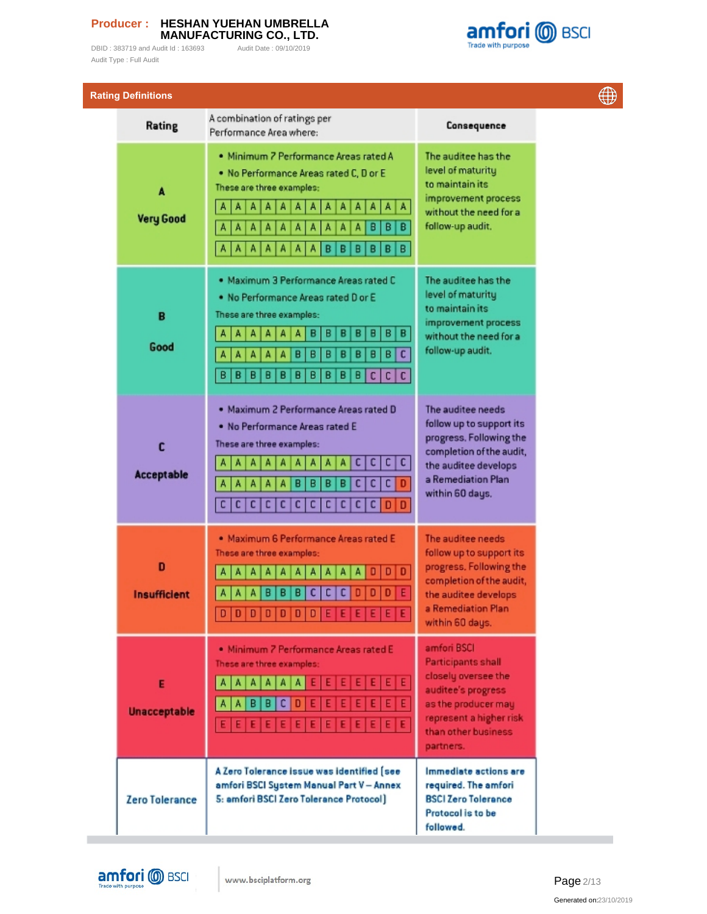**Producer : HESHAN YUEHAN UMBRELLA MANUFACTURING CO., LTD.**

DBID : 383719 and Audit Id : 163693 Audit Date : 09/10/2019

Audit Type : Full Audit

## Rating Definitions

| Rating | A combination of ratings per Performance Area where: | Consequence |
|---|---|---|
| **A** **Very Good** | • Minimum 7 Performance Areas rated A<br>• No Performance Areas rated C, D or E<br>These are three examples:<br>A A A A A A A A A A A A A<br>A A A A A A A A A A B B B<br>A A A A A A A B B B B B B | The auditee has the level of maturity to maintain its improvement process without the need for a follow-up audit. |
| **B** **Good** | • Maximum 3 Performance Areas rated C<br>• No Performance Areas rated D or E<br>These are three examples:<br>A A A A A A B B B B B B B<br>A A A A A B B B B B B B C<br>B B B B B B B B B B C C C | The auditee has the level of maturity to maintain its improvement process without the need for a follow-up audit. |
| **C** **Acceptable** | • Maximum 2 Performance Areas rated D<br>• No Performance Areas rated E<br>These are three examples:<br>A A A A A A A A A C C C C<br>A A A A A B B B B C C C D<br>C C C C C C C C C C C D D | The auditee needs follow up to support its progress. Following the completion of the audit, the auditee develops a Remediation Plan within 60 days. |
| **D** **Insufficient** | • Maximum 6 Performance Areas rated E<br>These are three examples:<br>A A A A A A A A A A D D D<br>A A A B B B C C C D D D E<br>D D D D D D D E E E E E E | The auditee needs follow up to support its progress. Following the completion of the audit, the auditee develops a Remediation Plan within 60 days. |
| **E** **Unacceptable** | • Minimum 7 Performance Areas rated E<br>These are three examples:<br>A A A A A A E E E E E E E<br>A A B B C D E E E E E E E<br>E E E E E E E E E E E E E | amfori BSCI Participants shall closely oversee the auditee's progress as the producer may represent a higher risk than other business partners. |
| **Zero Tolerance** | **A Zero Tolerance issue was identified (see amfori BSCI System Manual Part V – Annex 5: amfori BSCI Zero Tolerance Protocol)** | **Immediate actions are required. The amfori BSCI Zero Tolerance Protocol is to be followed.** |

www.bsciplatform.org

Generated on:23/10/2019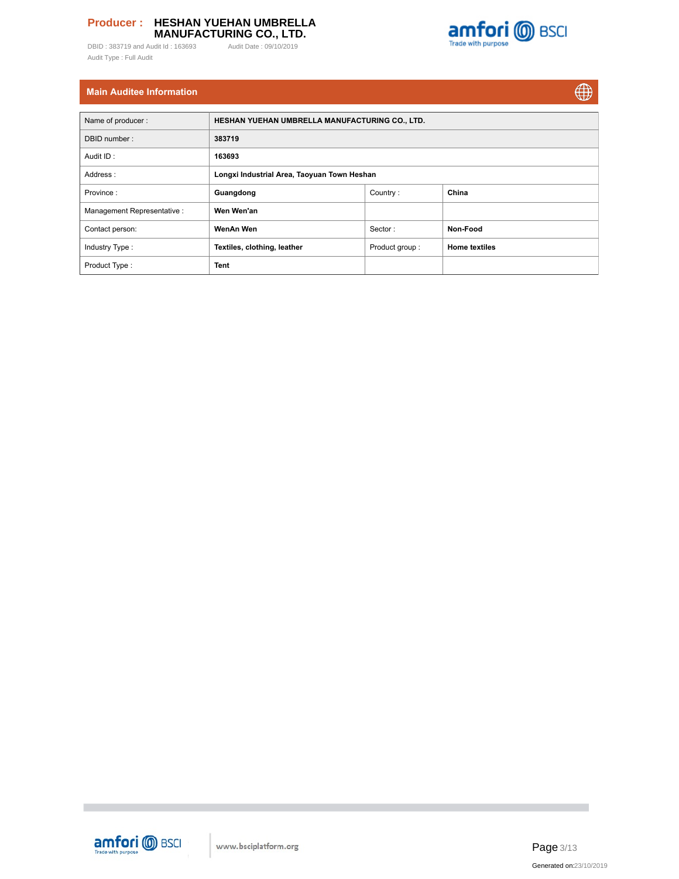## Main Auditee Information

| | | | |
|---|---|---|---|
| Name of producer : | **HESHAN YUEHAN UMBRELLA MANUFACTURING CO., LTD.** | | |
| DBID number : | **383719** | | |
| Audit ID : | **163693** | | |
| Address : | **Longxi Industrial Area, Taoyuan Town Heshan** | | |
| Province : | **Guangdong** | Country : | **China** |
| Management Representative : | **Wen Wen'an** | | |
| Contact person: | **WenAn Wen** | Sector : | **Non-Food** |
| Industry Type : | **Textiles, clothing, leather** | Product group : | **Home textiles** |
| Product Type : | **Tent** | | |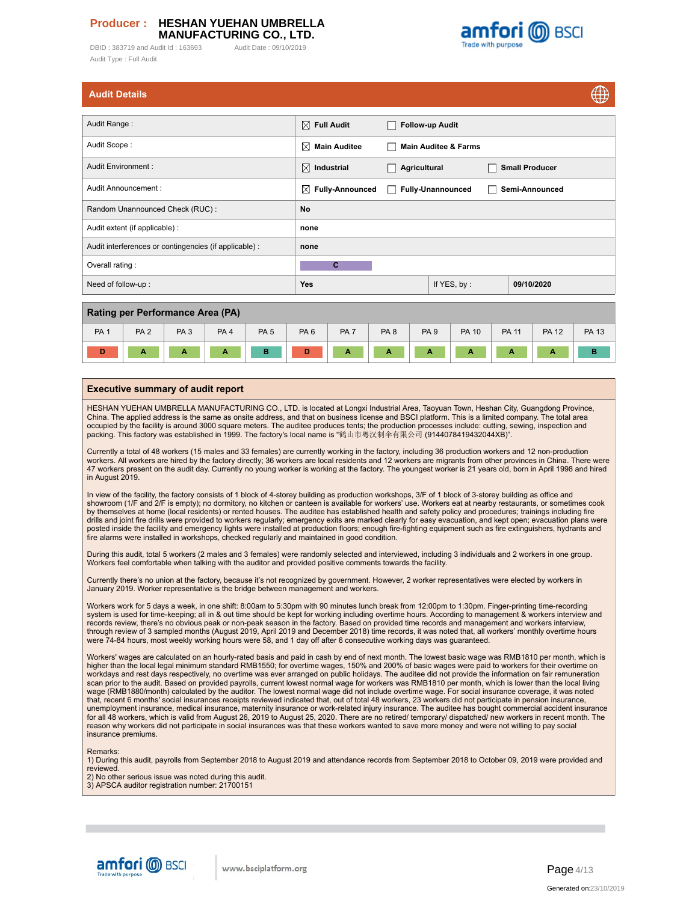**Producer : HESHAN YUEHAN UMBRELLA MANUFACTURING CO., LTD.**

DBID : 383719 and Audit Id : 163693    Audit Date : 09/10/2019

Audit Type : Full Audit

## Audit Details

| | | | |
|---|---|---|---|
| Audit Range : | ☒ **Full Audit** | ☐ **Follow-up Audit** | |
| Audit Scope : | ☒ **Main Auditee** | ☐ **Main Auditee & Farms** | |
| Audit Environment : | ☒ **Industrial** | ☐ **Agricultural** | ☐ **Small Producer** |
| Audit Announcement : | ☒ **Fully-Announced** | ☐ **Fully-Unannounced** | ☐ **Semi-Announced** |
| Random Unannounced Check (RUC) : | **No** | | |
| Audit extent (if applicable) : | **none** | | |
| Audit interferences or contingencies (if applicable) : | **none** | | |
| Overall rating : | **C** | | |
| Need of follow-up : | **Yes** | If YES, by : | **09/10/2020** |

## Rating per Performance Area (PA)

| PA 1 | PA 2 | PA 3 | PA 4 | PA 5 | PA 6 | PA 7 | PA 8 | PA 9 | PA 10 | PA 11 | PA 12 | PA 13 |
|---|---|---|---|---|---|---|---|---|---|---|---|---|
| D | A | A | A | B | D | A | A | A | A | A | A | B |

## Executive summary of audit report

HESHAN YUEHAN UMBRELLA MANUFACTURING CO., LTD. is located at Longxi Industrial Area, Taoyuan Town, Heshan City, Guangdong Province, China. The applied address is the same as onsite address, and that on business license and BSCI platform. This is a limited company. The total area occupied by the facility is around 3000 square meters. The auditee produces tents; the production processes include: cutting, sewing, inspection and packing. This factory was established in 1999. The factory's local name is "鹤山市粤汉制伞有限公司 (9144078419432044XB)".

Currently a total of 48 workers (15 males and 33 females) are currently working in the factory, including 36 production workers and 12 non-production workers. All workers are hired by the factory directly; 36 workers are local residents and 12 workers are migrants from other provinces in China. There were 47 workers present on the audit day. Currently no young worker is working at the factory. The youngest worker is 21 years old, born in April 1998 and hired in August 2019.

In view of the facility, the factory consists of 1 block of 4-storey building as production workshops, 3/F of 1 block of 3-storey building as office and showroom (1/F and 2/F is empty); no dormitory, no kitchen or canteen is available for workers' use. Workers eat at nearby restaurants, or sometimes cook by themselves at home (local residents) or rented houses. The auditee has established health and safety policy and procedures; trainings including fire drills and joint fire drills were provided to workers regularly; emergency exits are marked clearly for easy evacuation, and kept open; evacuation plans were posted inside the facility and emergency lights were installed at production floors; enough fire-fighting equipment such as fire extinguishers, hydrants and fire alarms were installed in workshops, checked regularly and maintained in good condition.

During this audit, total 5 workers (2 males and 3 females) were randomly selected and interviewed, including 3 individuals and 2 workers in one group. Workers feel comfortable when talking with the auditor and provided positive comments towards the facility.

Currently there's no union at the factory, because it's not recognized by government. However, 2 worker representatives were elected by workers in January 2019. Worker representative is the bridge between management and workers.

Workers work for 5 days a week, in one shift: 8:00am to 5:30pm with 90 minutes lunch break from 12:00pm to 1:30pm. Finger-printing time-recording system is used for time-keeping; all in & out time should be kept for working including overtime hours. According to management & workers interview and records review, there's no obvious peak or non-peak season in the factory. Based on provided time records and management and workers interview, through review of 3 sampled months (August 2019, April 2019 and December 2018) time records, it was noted that, all workers' monthly overtime hours were 74-84 hours, most weekly working hours were 58, and 1 day off after 6 consecutive working days was guaranteed.

Workers' wages are calculated on an hourly-rated basis and paid in cash by end of next month. The lowest basic wage was RMB1810 per month, which is higher than the local legal minimum standard RMB1550; for overtime wages, 150% and 200% of basic wages were paid to workers for their overtime on workdays and rest days respectively, no overtime was ever arranged on public holidays. The auditee did not provide the information on fair remuneration scan prior to the audit. Based on provided payrolls, current lowest normal wage for workers was RMB1810 per month, which is lower than the local living wage (RMB1880/month) calculated by the auditor. The lowest normal wage did not include overtime wage. For social insurance coverage, it was noted that, recent 6 months' social insurances receipts reviewed indicated that, out of total 48 workers, 23 workers did not participate in pension insurance, unemployment insurance, medical insurance, maternity insurance or work-related injury insurance. The auditee has bought commercial accident insurance for all 48 workers, which is valid from August 26, 2019 to August 25, 2020. There are no retired/ temporary/ dispatched/ new workers in recent month. The reason why workers did not participate in social insurances was that these workers wanted to save more money and were not willing to pay social insurance premiums.

Remarks:
1) During this audit, payrolls from September 2018 to August 2019 and attendance records from September 2018 to October 09, 2019 were provided and reviewed.
2) No other serious issue was noted during this audit.
3) APSCA auditor registration number: 21700151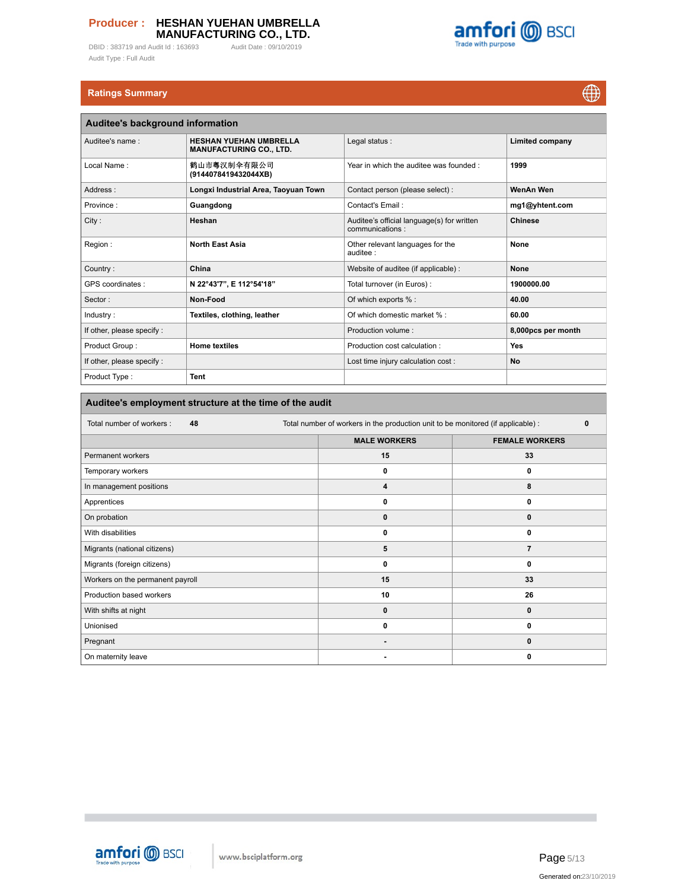**Producer :** **HESHAN YUEHAN UMBRELLA MANUFACTURING CO., LTD.**

DBID : 383719 and Audit Id : 163693 Audit Date : 09/10/2019

Audit Type : Full Audit

## Ratings Summary

### Auditee's background information

| | | | |
|---|---|---|---|
| Auditee's name : | **HESHAN YUEHAN UMBRELLA MANUFACTURING CO., LTD.** | Legal status : | **Limited company** |
| Local Name : | **鹤山市粤汉制伞有限公司 (9144078419432044XB)** | Year in which the auditee was founded : | **1999** |
| Address : | **Longxi Industrial Area, Taoyuan Town** | Contact person (please select) : | **WenAn Wen** |
| Province : | **Guangdong** | Contact's Email : | **mg1@yhtent.com** |
| City : | **Heshan** | Auditee's official language(s) for written communications : | **Chinese** |
| Region : | **North East Asia** | Other relevant languages for the auditee : | **None** |
| Country : | **China** | Website of auditee (if applicable) : | **None** |
| GPS coordinates : | **N 22°43'7", E 112°54'18"** | Total turnover (in Euros) : | **1900000.00** |
| Sector : | **Non-Food** | Of which exports % : | **40.00** |
| Industry : | **Textiles, clothing, leather** | Of which domestic market % : | **60.00** |
| If other, please specify : | | Production volume : | **8,000pcs per month** |
| Product Group : | **Home textiles** | Production cost calculation : | **Yes** |
| If other, please specify : | | Lost time injury calculation cost : | **No** |
| Product Type : | **Tent** | | |

### Auditee's employment structure at the time of the audit

Total number of workers : **48** Total number of workers in the production unit to be monitored (if applicable) : **0**

| | MALE WORKERS | FEMALE WORKERS |
|---|---|---|
| Permanent workers | 15 | 33 |
| Temporary workers | 0 | 0 |
| In management positions | 4 | 8 |
| Apprentices | 0 | 0 |
| On probation | 0 | 0 |
| With disabilities | 0 | 0 |
| Migrants (national citizens) | 5 | 7 |
| Migrants (foreign citizens) | 0 | 0 |
| Workers on the permanent payroll | 15 | 33 |
| Production based workers | 10 | 26 |
| With shifts at night | 0 | 0 |
| Unionised | 0 | 0 |
| Pregnant | - | 0 |
| On maternity leave | - | 0 |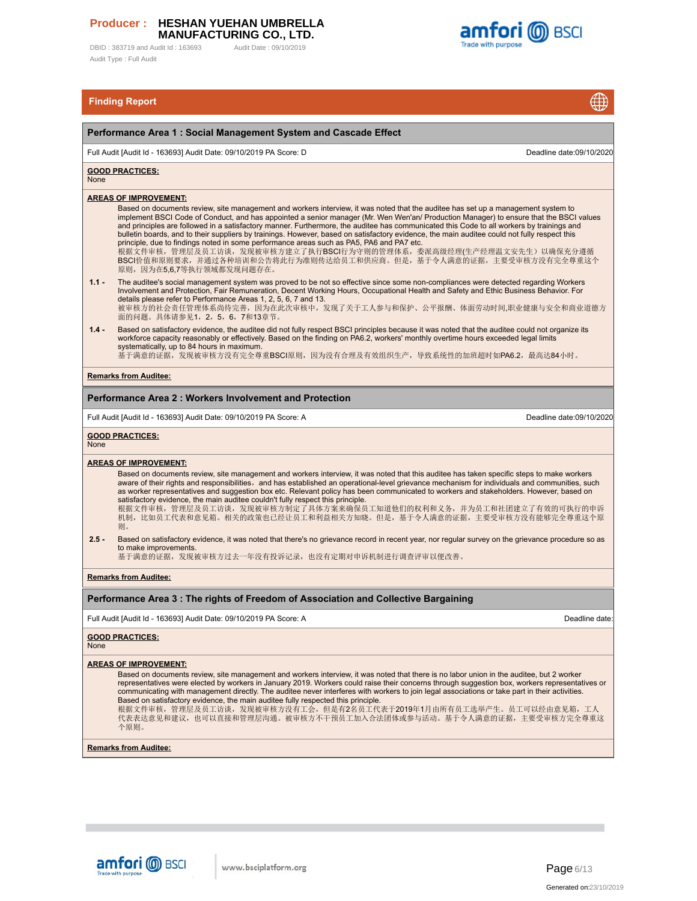**Producer : HESHAN YUEHAN UMBRELLA MANUFACTURING CO., LTD.**

DBID : 383719 and Audit Id : 163693 Audit Date : 09/10/2019

Audit Type : Full Audit

## Finding Report

### Performance Area 1 : Social Management System and Cascade Effect

Full Audit [Audit Id - 163693] Audit Date: 09/10/2019 PA Score: D | Deadline date:09/10/2020

**GOOD PRACTICES:**
None

**AREAS OF IMPROVEMENT:**

Based on documents review, site management and workers interview, it was noted that the auditee has set up a management system to implement BSCI Code of Conduct, and has appointed a senior manager (Mr. Wen Wen'an/ Production Manager) to ensure that the BSCI values and principles are followed in a satisfactory manner. Furthermore, the auditee has communicated this Code to all workers by trainings and bulletin boards, and to their suppliers by trainings. However, based on satisfactory evidence, the main auditee could not fully respect this principle, due to findings noted in some performance areas such as PA5, PA6 and PA7 etc.
根据文件审核，管理层及员工访谈，发现被审核方建立了执行BSCI行为守则的管理体系，委派高级经理(生产经理温文安先生）以确保充分遵循BSCI价值和原则要求，并通过各种培训和公告将此行为准则传达给员工和供应商。但是，基于令人满意的证据，主要受审核方没有完全尊重这个原则，因为在5,6,7等执行领域都发现问题存在。

**1.1 -** The auditee's social management system was proved to be not so effective since some non-compliances were detected regarding Workers Involvement and Protection, Fair Remuneration, Decent Working Hours, Occupational Health and Safety and Ethic Business Behavior. For details please refer to Performance Areas 1, 2, 5, 6, 7 and 13.
被审核方的社会责任管理体系尚待完善，因为在此次审核中，发现了关于工人参与和保护、公平报酬、体面劳动时间,职业健康与安全和商业道德方面的问题。具体请参见1，2，5，6，7和13章节。

**1.4 -** Based on satisfactory evidence, the auditee did not fully respect BSCI principles because it was noted that the auditee could not organize its workforce capacity reasonably or effectively. Based on the finding on PA6.2, workers' monthly overtime hours exceeded legal limits systematically, up to 84 hours in maximum.
基于满意的证据，发现被审核方没有完全尊重BSCI原则，因为没有合理及有效组织生产，导致系统性的加班超时如PA6.2，最高达84小时。

**Remarks from Auditee:**

### Performance Area 2 : Workers Involvement and Protection

Full Audit [Audit Id - 163693] Audit Date: 09/10/2019 PA Score: A | Deadline date:09/10/2020

**GOOD PRACTICES:**
None

**AREAS OF IMPROVEMENT:**

Based on documents review, site management and workers interview, it was noted that this auditee has taken specific steps to make workers aware of their rights and responsibilities，and has established an operational-level grievance mechanism for individuals and communities, such as worker representatives and suggestion box etc. Relevant policy has been communicated to workers and stakeholders. However, based on satisfactory evidence, the main auditee couldn't fully respect this principle.
根据文件审核，管理层及员工访谈，发现被审核方制定了具体方案来确保员工知道他们的权利和义务，并为员工和社团建立了有效的可执行的申诉机制，比如员工代表和意见箱。相关的政策也已经让员工和利益相关方知晓。但是，基于令人满意的证据，主要受审核方没有能够完全尊重这个原则。

**2.5 -** Based on satisfactory evidence, it was noted that there's no grievance record in recent year, nor regular survey on the grievance procedure so as to make improvements.
基于满意的证据，发现被审核方过去一年没有投诉记录，也没有定期对申诉机制进行调查评审以便改善。

**Remarks from Auditee:**

### Performance Area 3 : The rights of Freedom of Association and Collective Bargaining

Full Audit [Audit Id - 163693] Audit Date: 09/10/2019 PA Score: A | Deadline date:

**GOOD PRACTICES:**
None

**AREAS OF IMPROVEMENT:**

Based on documents review, site management and workers interview, it was noted that there is no labor union in the auditee, but 2 worker representatives were elected by workers in January 2019. Workers could raise their concerns through suggestion box, workers representatives or communicating with management directly. The auditee never interferes with workers to join legal associations or take part in their activities.
Based on satisfactory evidence, the main auditee fully respected this principle.
根据文件审核，管理层及员工访谈，发现被审核方没有工会，但是有2名员工代表于2019年1月由所有员工选举产生。员工可以经由意见箱，工人代表表达意见和建议，也可以直接和管理层沟通。被审核方不干预员工加入合法团体或参与活动。基于令人满意的证据，主要受审核方完全尊重这个原则。

**Remarks from Auditee:**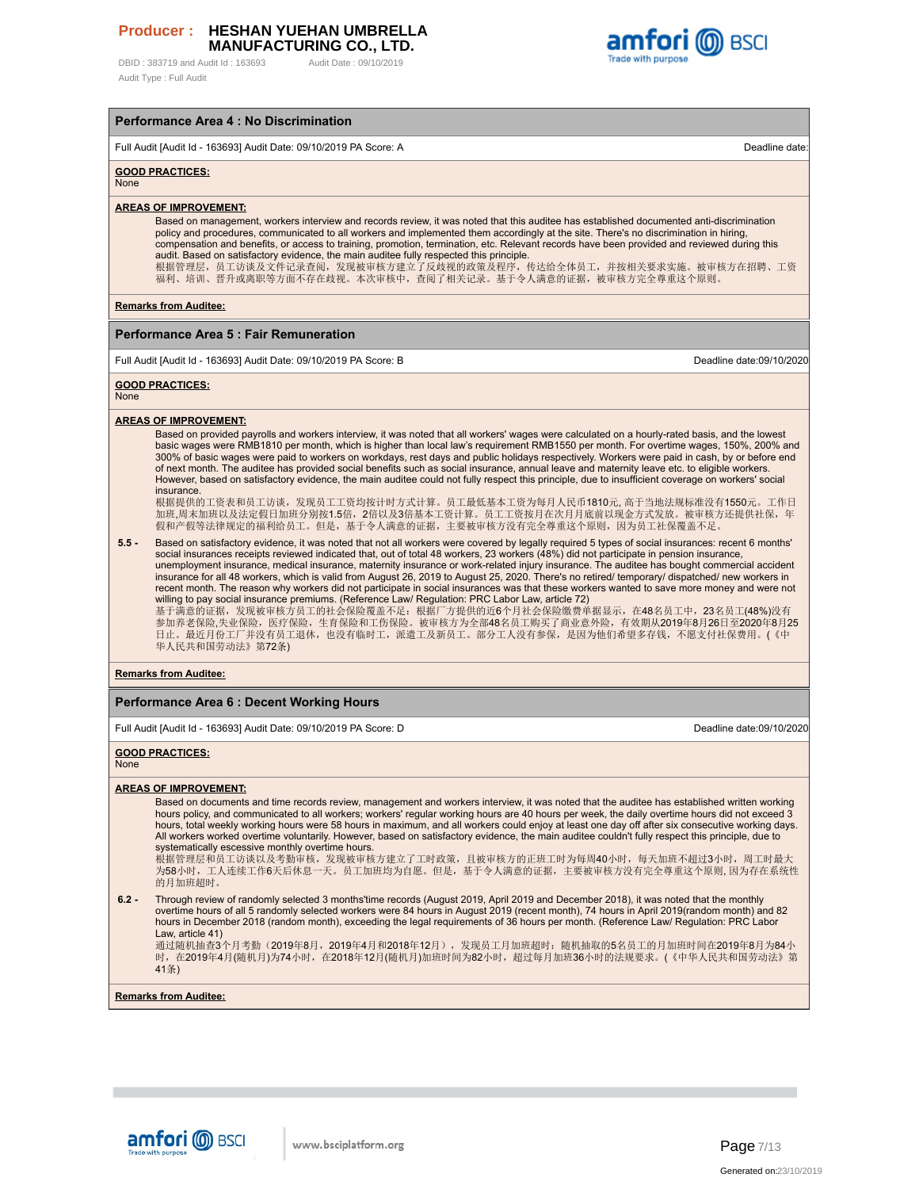## Performance Area 4 : No Discrimination

Full Audit [Audit Id - 163693] Audit Date: 09/10/2019 PA Score: A — Deadline date:

**GOOD PRACTICES:**
None

**AREAS OF IMPROVEMENT:**

Based on management, workers interview and records review, it was noted that this auditee has established documented anti-discrimination policy and procedures, communicated to all workers and implemented them accordingly at the site. There's no discrimination in hiring, compensation and benefits, or access to training, promotion, termination, etc. Relevant records have been provided and reviewed during this audit. Based on satisfactory evidence, the main auditee fully respected this principle.
根据管理层，员工访谈及文件记录查阅，发现被审核方建立了反歧视的政策及程序，传达给全体员工，并按相关要求实施。被审核方在招聘、工资福利、培训、晋升或离职等方面不存在歧视。本次审核中，查阅了相关记录。基于令人满意的证据，被审核方完全尊重这个原则。

**Remarks from Auditee:**

## Performance Area 5 : Fair Remuneration

Full Audit [Audit Id - 163693] Audit Date: 09/10/2019 PA Score: B — Deadline date:09/10/2020

**GOOD PRACTICES:**
None

**AREAS OF IMPROVEMENT:**

Based on provided payrolls and workers interview, it was noted that all workers' wages were calculated on a hourly-rated basis, and the lowest basic wages were RMB1810 per month, which is higher than local law's requirement RMB1550 per month. For overtime wages, 150%, 200% and 300% of basic wages were paid to workers on workdays, rest days and public holidays respectively. Workers were paid in cash, by or before end of next month. The auditee has provided social benefits such as social insurance, annual leave and maternity leave etc. to eligible workers. However, based on satisfactory evidence, the main auditee could not fully respect this principle, due to insufficient coverage on workers' social insurance.
根据提供的工资表和员工访谈，发现员工工资均按计时方式计算。员工最低基本工资为每月人民币1810元，高于当地法规标准没有1550元。工作日加班,周末加班以及法定假日加班分别按1.5倍，2倍以及3倍基本工资计算。员工工资按月在次月月底前以现金方式发放。被审核方还提供社保，年假和产假等法律规定的福利给员工。但是，基于令人满意的证据，主要被审核方没有完全尊重这个原则，因为员工社保覆盖不足。

**5.5 -** Based on satisfactory evidence, it was noted that not all workers were covered by legally required 5 types of social insurances: recent 6 months' social insurances receipts reviewed indicated that, out of total 48 workers, 23 workers (48%) did not participate in pension insurance, unemployment insurance, medical insurance, maternity insurance or work-related injury insurance. The auditee has bought commercial accident insurance for all 48 workers, which is valid from August 26, 2019 to August 25, 2020. There's no retired/ temporary/ dispatched/ new workers in recent month. The reason why workers did not participate in social insurances was that these workers wanted to save more money and were not willing to pay social insurance premiums. (Reference Law/ Regulation: PRC Labor Law, article 72)
基于满意的证据，发现被审核方员工的社会保险覆盖不足：根据厂方提供的近6个月社会保险缴费单据显示，在48名员工中，23名员工(48%)没有参加养老保险,失业保险，医疗保险，生育保险和工伤保险。被审核方为全部48名员工购买了商业意外险，有效期从2019年8月26日至2020年8月25日止。最近月份工厂并没有员工退休，也没有临时工，派遣工及新员工。部分工人没有参保，是因为他们希望多存钱，不愿支付社保费用。(《中华人民共和国劳动法》第72条)

**Remarks from Auditee:**

## Performance Area 6 : Decent Working Hours

Full Audit [Audit Id - 163693] Audit Date: 09/10/2019 PA Score: D — Deadline date:09/10/2020

**GOOD PRACTICES:**
None

**AREAS OF IMPROVEMENT:**

Based on documents and time records review, management and workers interview, it was noted that the auditee has established written working hours policy, and communicated to all workers; workers' regular working hours are 40 hours per week, the daily overtime hours did not exceed 3 hours, total weekly working hours were 58 hours in maximum, and all workers could enjoy at least one day off after six consecutive working days. All workers worked overtime voluntarily. However, based on satisfactory evidence, the main auditee couldn't fully respect this principle, due to systematically excessive monthly overtime hours.
根据管理层和员工访谈以及考勤审核，发现被审核方建立了工时政策，且被审核方的正班工时为每周40小时，每天加班不超过3小时，周工时最大为58小时，工人连续工作6天后休息一天。员工加班均为自愿。但是，基于令人满意的证据，主要被审核方没有完全尊重这个原则, 因为存在系统性的月加班超时。

**6.2 -** Through review of randomly selected 3 months'time records (August 2019, April 2019 and December 2018), it was noted that the monthly overtime hours of all 5 randomly selected workers were 84 hours in August 2019 (recent month), 74 hours in April 2019(random month) and 82 hours in December 2018 (random month), exceeding the legal requirements of 36 hours per month. (Reference Law/ Regulation: PRC Labor Law, article 41)
通过随机抽查3个月考勤（2019年8月，2019年4月和2018年12月），发现员工月加班超时：随机抽取的5名员工的月加班时间在2019年8月为84小时，在2019年4月(随机月)为74小时，在2018年12月(随机月)加班时间为82小时，超过每月加班36小时的法规要求。(《中华人民共和国劳动法》第41条)

**Remarks from Auditee:**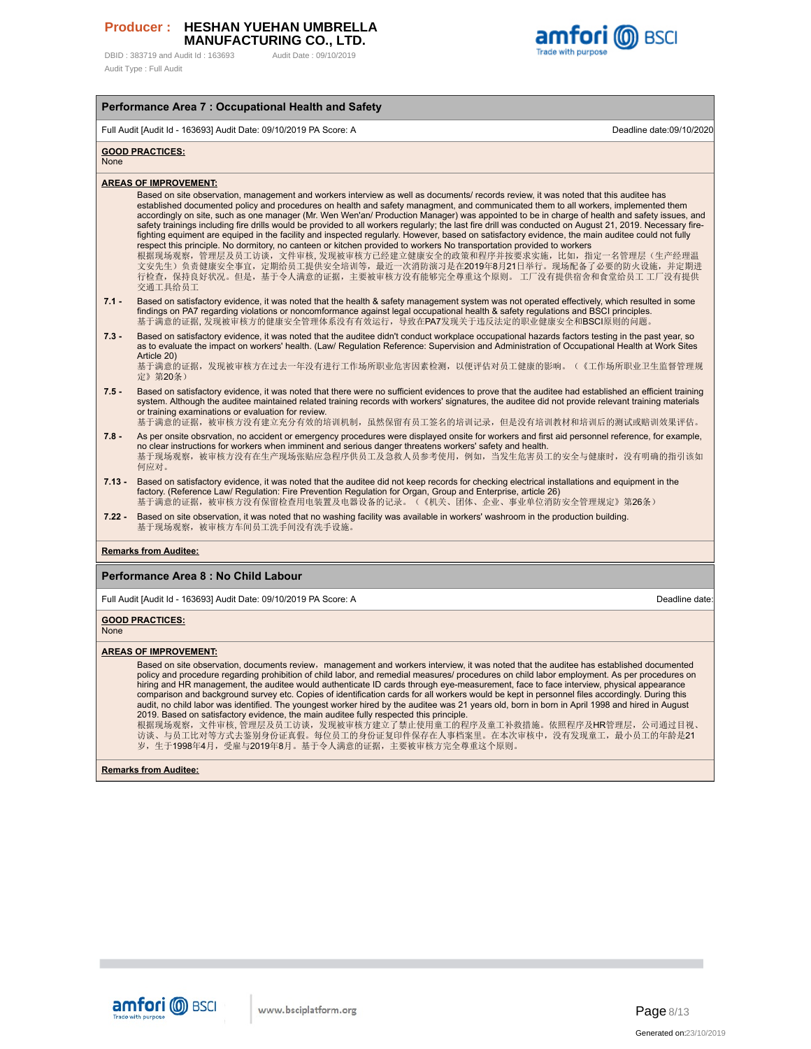**Producer : HESHAN YUEHAN UMBRELLA MANUFACTURING CO., LTD.**

DBID : 383719 and Audit Id : 163693 Audit Date : 09/10/2019

Audit Type : Full Audit

## Performance Area 7 : Occupational Health and Safety

Full Audit [Audit Id - 163693] Audit Date: 09/10/2019 PA Score: A — Deadline date:09/10/2020

**GOOD PRACTICES:**
None

**AREAS OF IMPROVEMENT:**

Based on site observation, management and workers interview as well as documents/ records review, it was noted that this auditee has established documented policy and procedures on health and safety managment, and communicated them to all workers, implemented them accordingly on site, such as one manager (Mr. Wen Wen'an/ Production Manager) was appointed to be in charge of health and safety issues, and safety trainings including fire drills would be provided to all workers regularly; the last fire drill was conducted on August 21, 2019. Necessary fire-fighting equipment are equiped in the facility and inspected regularly. However, based on satisfactory evidence, the main auditee could not fully respect this principle. No dormitory, no canteen or kitchen provided to workers No transportation provided to workers
根据现场观察，管理层及员工访谈，文件审核，发现被审核方已经建立健康安全的政策和程序并按要求实施，比如，指定一名管理层（生产经理温文安先生）负责健康安全事宜，定期给员工提供安全培训等，最近一次消防演习是在2019年8月21日举行。现场配备了必要的防火设施，并定期进行检查，保持良好状况。但是，基于令人满意的证据，主要被审核方没有能够完全尊重这个原则。 工厂没有提供宿舍和食堂给员工 工厂没有提供交通工具给员工

**7.1 -** Based on satisfactory evidence, it was noted that the health & safety management system was not operated effectively, which resulted in some findings on PA7 regarding violations or noncomformance against legal occupational health & safety regulations and BSCI principles.
基于满意的证据, 发现被审核方的健康安全管理体系没有有效运行，导致在PA7发现关于违反法定的职业健康安全和BSCI原则的问题。

**7.3 -** Based on satisfactory evidence, it was noted that the auditee didn't conduct workplace occupational hazards factors testing in the past year, so as to evaluate the impact on workers' health. (Law/ Regulation Reference: Supervision and Administration of Occupational Health at Work Sites Article 20)
基于满意的证据，发现被审核方在过去一年没有进行工作场所职业危害因素检测，以便评估对员工健康的影响。（《工作场所职业卫生监督管理规定》第20条）

**7.5 -** Based on satisfactory evidence, it was noted that there were no sufficient evidences to prove that the auditee had established an efficient training system. Although the auditee maintained related training records with workers' signatures, the auditee did not provide relevant training materials or training examinations or evaluation for review.
基于满意的证据，被审核方没有建立充分有效的培训机制，虽然保留有员工签名的培训记录，但是没有培训教材和培训后的测试或赔训效果评估。

**7.8 -** As per onsite obsrvation, no accident or emergency procedures were displayed onsite for workers and first aid personnel reference, for example, no clear instructions for workers when imminent and serious danger threatens workers' safety and health.
基于现场观察，被审核方没有在生产现场张贴应急程序供员工及急救人员参考使用，例如，当发生危害员工的安全与健康时，没有明确的指引该如何应对。

**7.13 -** Based on satisfactory evidence, it was noted that the auditee did not keep records for checking electrical installations and equipment in the factory. (Reference Law/ Regulation: Fire Prevention Regulation for Organ, Group and Enterprise, article 26)
基于满意的证据，被审核方没有保留检查用电装置及电器设备的记录。（《机关、团体、企业、事业单位消防安全管理规定》第26条）

**7.22 -** Based on site observation, it was noted that no washing facility was available in workers' washroom in the production building.
基于现场观察，被审核方车间员工洗手间没有洗手设施。

**Remarks from Auditee:**

## Performance Area 8 : No Child Labour

Full Audit [Audit Id - 163693] Audit Date: 09/10/2019 PA Score: A — Deadline date:

**GOOD PRACTICES:**
None

**AREAS OF IMPROVEMENT:**

Based on site observation, documents review，management and workers interview, it was noted that the auditee has established documented policy and procedure regarding prohibition of child labor, and remedial measures/ procedures on child labor employment. As per procedures on hiring and HR management, the auditee would authenticate ID cards through eye-measurement, face to face interview, physical appearance comparison and background survey etc. Copies of identification cards for all workers would be kept in personnel files accordingly. During this audit, no child labor was identified. The youngest worker hired by the auditee was 21 years old, born in born in April 1998 and hired in August 2019. Based on satisfactory evidence, the main auditee fully respected this principle.
根据现场观察，文件审核, 管理层及员工访谈，发现被审核方建立了禁止使用童工的程序及童工补救措施。依照程序及HR管理层，公司通过目视、访谈、与员工比对等方式去鉴别身份证真假。每位员工的身份证复印件保存在人事档案里。在本次审核中，没有发现童工，最小员工的年龄是21岁，生于1998年4月，受雇与2019年8月。基于令人满意的证据，主要被审核方完全尊重这个原则。

**Remarks from Auditee:**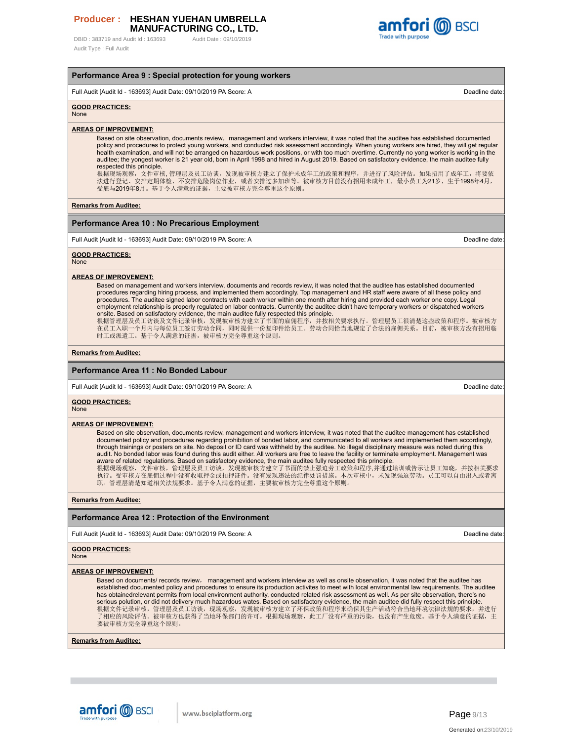## Performance Area 9 : Special protection for young workers

Full Audit [Audit Id - 163693] Audit Date: 09/10/2019 PA Score: A | Deadline date:

**GOOD PRACTICES:**
None

**AREAS OF IMPROVEMENT:**

Based on site observation, documents review，management and workers interview, it was noted that the auditee has established documented policy and procedures to protect young workers, and conducted risk assessment accordingly. When young workers are hired, they will get regular health examination, and will not be arranged on hazardous work positions, or with too much overtime. Currently no yong worker is working in the auditee; the yongest worker is 21 year old, born in April 1998 and hired in August 2019. Based on satisfactory evidence, the main auditee fully respected this principle.
根据现场观察，文件审核, 管理层及员工访谈，发现被审核方建立了保护未成年工的政策和程序，并进行了风险评估。如果招用了成年工，将要依法进行登记、安排定期体检、不安排危险岗位作业，或者安排过多加班等。被审核方目前没有招用未成年工，最小员工为21岁，生于1998年4月，受雇与2019年8月。基于令人满意的证据，主要被审核方完全尊重这个原则。

**Remarks from Auditee:**

## Performance Area 10 : No Precarious Employment

Full Audit [Audit Id - 163693] Audit Date: 09/10/2019 PA Score: A | Deadline date:

**GOOD PRACTICES:**
None

**AREAS OF IMPROVEMENT:**

Based on management and workers interview, documents and records review, it was noted that the auditee has established documented procedures regarding hiring process, and implemented them accordingly. Top management and HR staff were aware of all these policy and procedures. The auditee signed labor contracts with each worker within one month after hiring and provided each worker one copy. Legal employment relationship is properly regulated on labor contracts. Currently the auditee didn't have temporary workers or dispatched workers onsite. Based on satisfactory evidence, the main auditee fully respected this principle.
根据管理层及员工访谈及文件记录审核，发现被审核方建立了书面的雇佣程序，并按相关要求执行。管理层员工很清楚这些政策和程序。被审核方在员工入职一个月内与每位员工签订劳动合同，同时提供一份复印件给员工。劳动合同恰当地规定了合法的雇佣关系。目前，被审核方没有招用临时工或派遣工。基于令人满意的证据，被审核方完全尊重这个原则。

**Remarks from Auditee:**

## Performance Area 11 : No Bonded Labour

Full Audit [Audit Id - 163693] Audit Date: 09/10/2019 PA Score: A | Deadline date:

**GOOD PRACTICES:**
None

**AREAS OF IMPROVEMENT:**

Based on site observation, documents review, management and workers interview, it was noted that the auditee management has established documented policy and procedures regarding prohibition of bonded labor, and communicated to all workers and implemented them accordingly, through trainings or posters on site. No deposit or ID card was withheld by the auditee. No illegal disciplinary measure was noted during this audit. No bonded labor was found during this audit either. All workers are free to leave the facility or terminate employment. Management was aware of related regulations. Based on satisfactory evidence, the main auditee fully respected this principle.
根据现场观察，文件审核，管理层及员工访谈，发现被审核方建立了书面的禁止强迫劳工政策和程序,并通过培训或告示让员工知晓，并按相关要求执行。受审核方在雇佣过程中没有收取押金或扣押证件。没有发现违法的纪律处罚措施。本次审核中，未发现强迫劳动。员工可以自由出入或者离职。管理层清楚知道相关法规要求。基于令人满意的证据，主要被审核方完全尊重这个原则。

**Remarks from Auditee:**

## Performance Area 12 : Protection of the Environment

Full Audit [Audit Id - 163693] Audit Date: 09/10/2019 PA Score: A | Deadline date:

**GOOD PRACTICES:**
None

**AREAS OF IMPROVEMENT:**

Based on documents/ records review， management and workers interview as well as onsite observation, it was noted that the auditee has established documented policy and procedures to ensure its production activites to meet with local environmental law requirements. The auditee has obtainedrelevant permits from local environment authority, conducted related risk assessment as well. As per site observation, there's no serious polution, or did not delivery much hazardous wates. Based on satisfactory evidence, the main auditee did fully respect this principle.
根据文件记录审核，管理层及员工访谈，现场观察，发现被审核方建立了环保政策和程序来确保其生产活动符合当地环境法律法规的要求，并进行了相应的风险评估。被审核方也获得了当地环保部门的许可。根据现场观察，此工厂没有严重的污染，也没有产生危废。基于令人满意的证据，主要被审核方完全尊重这个原则。

**Remarks from Auditee:**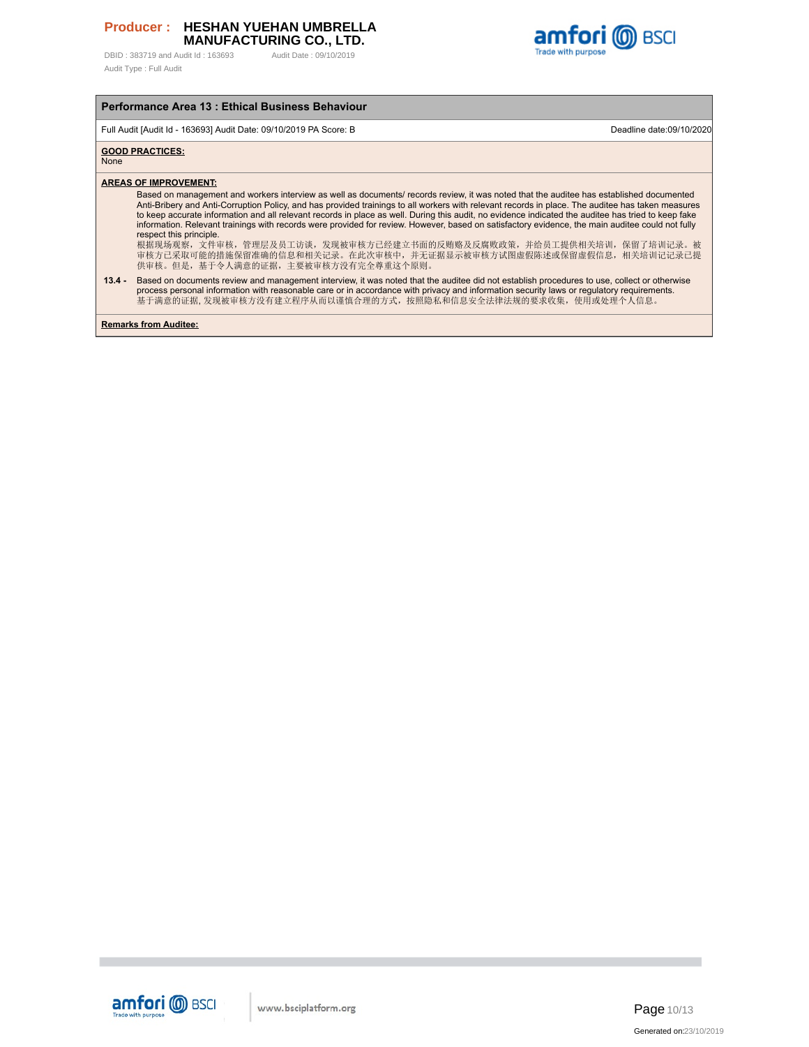## Performance Area 13 : Ethical Business Behaviour

Full Audit [Audit Id - 163693] Audit Date: 09/10/2019 PA Score: B    Deadline date:09/10/2020

**GOOD PRACTICES:**
None

**AREAS OF IMPROVEMENT:**

Based on management and workers interview as well as documents/ records review, it was noted that the auditee has established documented Anti-Bribery and Anti-Corruption Policy, and has provided trainings to all workers with relevant records in place. The auditee has taken measures to keep accurate information and all relevant records in place as well. During this audit, no evidence indicated the auditee has tried to keep fake information. Relevant trainings with records were provided for review. However, based on satisfactory evidence, the main auditee could not fully respect this principle.
根据现场观察，文件审核，管理层及员工访谈，发现被审核方已经建立书面的反贿赂及反腐败政策，并给员工提供相关培训，保留了培训记录。被审核方已采取可能的措施保留准确的信息和相关记录。在此次审核中，并无证据显示被审核方试图虚假陈述或保留虚假信息，相关培训记录已提供审核。但是，基于令人满意的证据，主要被审核方没有完全尊重这个原则。

**13.4 -** Based on documents review and management interview, it was noted that the auditee did not establish procedures to use, collect or otherwise process personal information with reasonable care or in accordance with privacy and information security laws or regulatory requirements.
基于满意的证据, 发现被审核方没有建立程序从而以谨慎合理的方式，按照隐私和信息安全法律法规的要求收集，使用或处理个人信息。

**Remarks from Auditee:**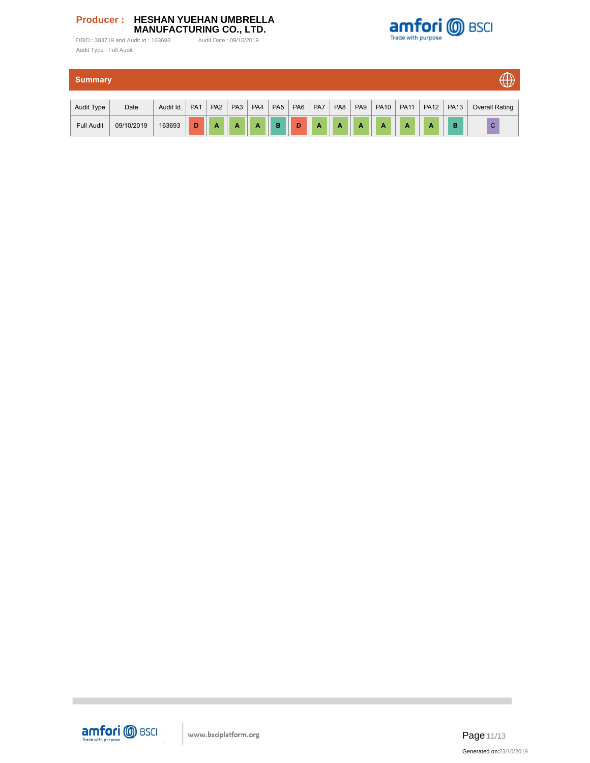**Producer : HESHAN YUEHAN UMBRELLA MANUFACTURING CO., LTD.**

DBID : 383719 and Audit Id : 163693 Audit Date : 09/10/2019

Audit Type : Full Audit

## Summary

| Audit Type | Date | Audit Id | PA1 | PA2 | PA3 | PA4 | PA5 | PA6 | PA7 | PA8 | PA9 | PA10 | PA11 | PA12 | PA13 | Overall Rating |
|---|---|---|---|---|---|---|---|---|---|---|---|---|---|---|---|---|
| Full Audit | 09/10/2019 | 163693 | D | A | A | A | B | D | A | A | A | A | A | A | B | C |

www.bsciplatform.org

Generated on:23/10/2019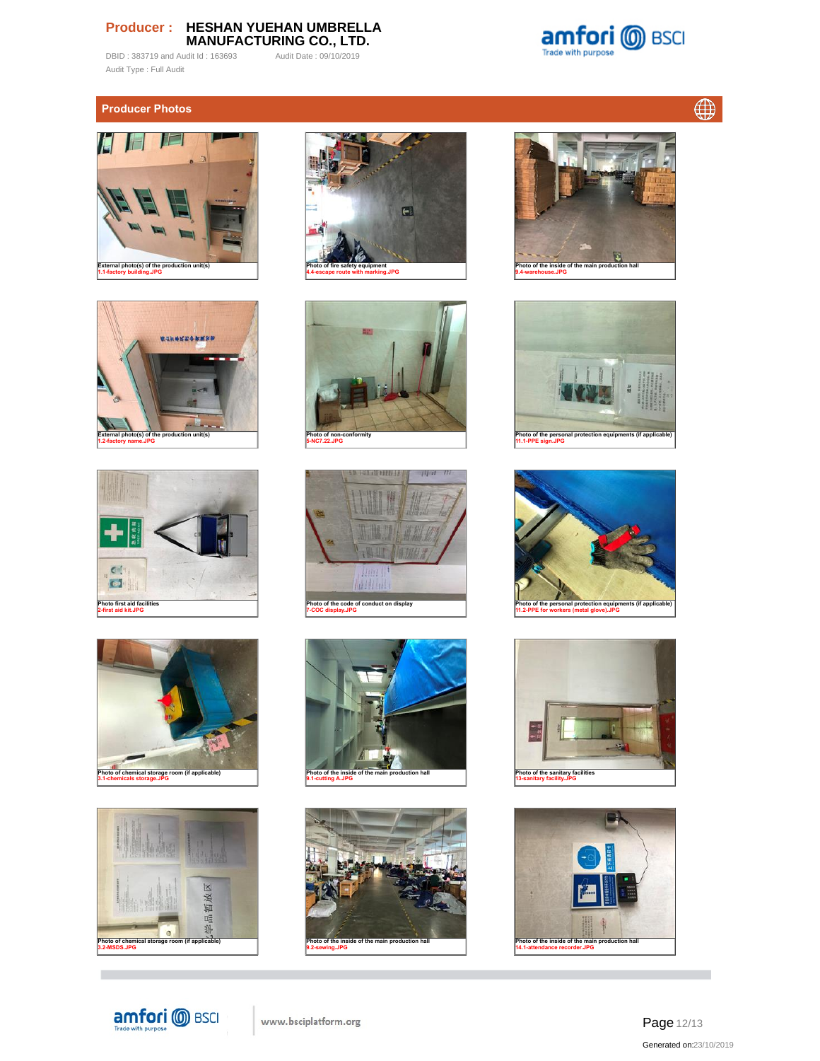**Producer : HESHAN YUEHAN UMBRELLA MANUFACTURING CO., LTD.**

DBID : 383719 and Audit Id : 163693 Audit Date : 09/10/2019

Audit Type : Full Audit

## Producer Photos

External photo(s) of the production unit(s)
1.1-factory building.JPG

Photo of fire safety equipment
4.4-escape route with marking.JPG

Photo of the inside of the main production hall
9.4-warehouse.JPG

External photo(s) of the production unit(s)
1.2-factory name.JPG

Photo of non-conformity
5-NC7.22.JPG

Photo of the personal protection equipments (if applicable)
11.1-PPE sign.JPG

Photo first aid facilities
2-first aid kit.JPG

Photo of the code of conduct on display
7-COC display.JPG

Photo of the personal protection equipments (if applicable)
11.2-PPE for workers (metal glove).JPG

Photo of chemical storage room (if applicable)
3.1-chemicals storage.JPG

Photo of the inside of the main production hall
9.1-cutting A.JPG

Photo of the sanitary facilities
13-sanitary facility.JPG

Photo of chemical storage room (if applicable)
3.2-MSDS.JPG

Photo of the inside of the main production hall
9.2-sewing.JPG

Photo of the inside of the main production hall
14.1-attendance recorder.JPG

Generated on:23/10/2019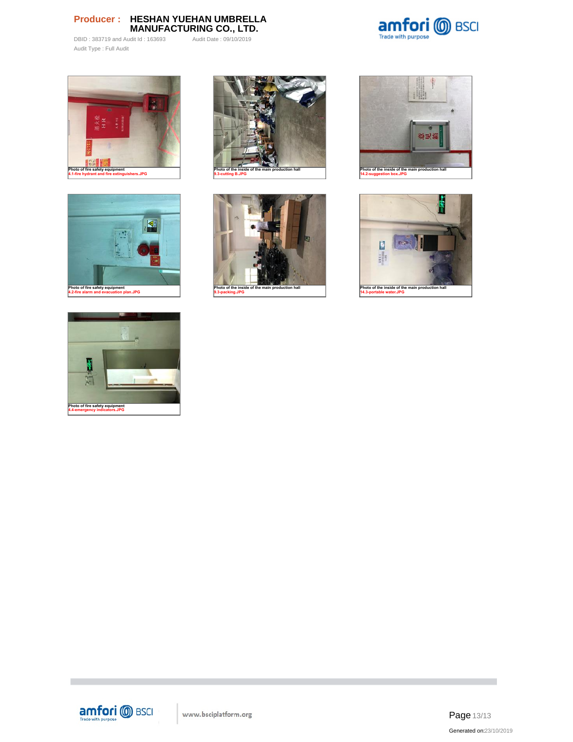**Producer :** **HESHAN YUEHAN UMBRELLA MANUFACTURING CO., LTD.**

DBID : 383719 and Audit Id : 163693 Audit Date : 09/10/2019

Audit Type : Full Audit

Photo of fire safety equipment
4.1-fire hydrant and fire extinguishers.JPG

Photo of the inside of the main production hall
9.3-cutting B.JPG

Photo of the inside of the main production hall
14.2-suggestion box.JPG

Photo of fire safety equipment
4.2-fire alarm and evacuation plan.JPG

Photo of the inside of the main production hall
9.3-packing.JPG

Photo of the inside of the main production hall
14.3-portable water.JPG

Photo of fire safety equipment
4.4-emergency indicators.JPG

www.bsciplatform.org

Generated on:23/10/2019